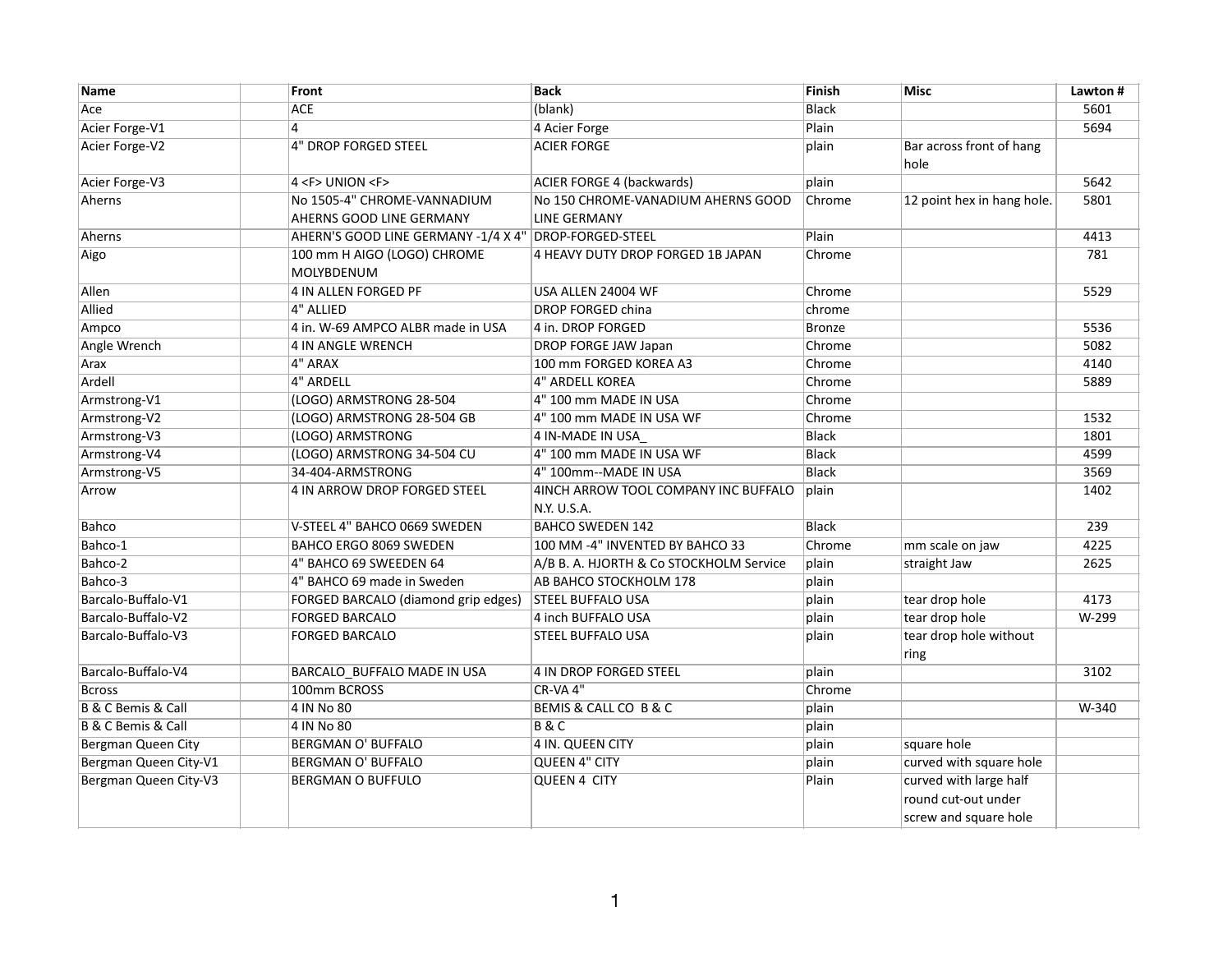| Name | | Front | Back | Finish | Misc | Lawton # |
|---|---|---|---|---|---|---|
| Ace | | ACE | (blank) | Black | | 5601 |
| Acier Forge-V1 | | 4 | 4 Acier Forge | Plain | | 5694 |
| Acier Forge-V2 | | 4" DROP FORGED STEEL | ACIER FORGE | plain | Bar across front of hang hole | |
| Acier Forge-V3 | | 4 <F> UNION <F> | ACIER FORGE 4 (backwards) | plain | | 5642 |
| Aherns | | No 1505-4" CHROME-VANNADIUM AHERNS GOOD LINE GERMANY | No 150 CHROME-VANADIUM AHERNS GOOD LINE GERMANY | Chrome | 12 point hex in hang hole. | 5801 |
| Aherns | | AHERN'S GOOD LINE GERMANY -1/4 X 4" | DROP-FORGED-STEEL | Plain | | 4413 |
| Aigo | | 100 mm H AIGO (LOGO) CHROME MOLYBDENUM | 4 HEAVY DUTY DROP FORGED 1B JAPAN | Chrome | | 781 |
| Allen | | 4 IN ALLEN FORGED PF | USA ALLEN 24004 WF | Chrome | | 5529 |
| Allied | | 4" ALLIED | DROP FORGED china | chrome | | |
| Ampco | | 4 in. W-69 AMPCO ALBR made in USA | 4 in. DROP FORGED | Bronze | | 5536 |
| Angle Wrench | | 4 IN ANGLE WRENCH | DROP FORGE JAW Japan | Chrome | | 5082 |
| Arax | | 4" ARAX | 100 mm FORGED KOREA A3 | Chrome | | 4140 |
| Ardell | | 4" ARDELL | 4" ARDELL KOREA | Chrome | | 5889 |
| Armstrong-V1 | | (LOGO) ARMSTRONG 28-504 | 4" 100 mm MADE IN USA | Chrome | | |
| Armstrong-V2 | | (LOGO) ARMSTRONG 28-504 GB | 4" 100 mm MADE IN USA WF | Chrome | | 1532 |
| Armstrong-V3 | | (LOGO) ARMSTRONG | 4 IN-MADE IN USA_ | Black | | 1801 |
| Armstrong-V4 | | (LOGO) ARMSTRONG 34-504 CU | 4" 100 mm MADE IN USA WF | Black | | 4599 |
| Armstrong-V5 | | 34-404-ARMSTRONG | 4" 100mm--MADE IN USA | Black | | 3569 |
| Arrow | | 4 IN ARROW DROP FORGED STEEL | 4INCH ARROW TOOL COMPANY INC BUFFALO N.Y. U.S.A. | plain | | 1402 |
| Bahco | | V-STEEL 4" BAHCO 0669 SWEDEN | BAHCO SWEDEN 142 | Black | | 239 |
| Bahco-1 | | BAHCO ERGO 8069 SWEDEN | 100 MM -4" INVENTED BY BAHCO 33 | Chrome | mm scale on jaw | 4225 |
| Bahco-2 | | 4" BAHCO 69 SWEEDEN 64 | A/B B. A. HJORTH & Co STOCKHOLM Service | plain | straight Jaw | 2625 |
| Bahco-3 | | 4" BAHCO 69 made in Sweden | AB BAHCO STOCKHOLM 178 | plain | | |
| Barcalo-Buffalo-V1 | | FORGED BARCALO (diamond grip edges) | STEEL BUFFALO USA | plain | tear drop hole | 4173 |
| Barcalo-Buffalo-V2 | | FORGED BARCALO | 4 inch BUFFALO USA | plain | tear drop hole | W-299 |
| Barcalo-Buffalo-V3 | | FORGED BARCALO | STEEL BUFFALO USA | plain | tear drop hole without ring | |
| Barcalo-Buffalo-V4 | | BARCALO_BUFFALO MADE IN USA | 4 IN DROP FORGED STEEL | plain | | 3102 |
| Bcross | | 100mm BCROSS | CR-VA 4" | Chrome | | |
| B & C Bemis & Call | | 4 IN No 80 | BEMIS & CALL CO B & C | plain | | W-340 |
| B & C Bemis & Call | | 4 IN No 80 | B & C | plain | | |
| Bergman Queen City | | BERGMAN O' BUFFALO | 4 IN. QUEEN CITY | plain | square hole | |
| Bergman Queen City-V1 | | BERGMAN O' BUFFALO | QUEEN 4" CITY | plain | curved with square hole | |
| Bergman Queen City-V3 | | BERGMAN O BUFFULO | QUEEN 4 CITY | Plain | curved with large half round cut-out under screw and square hole | |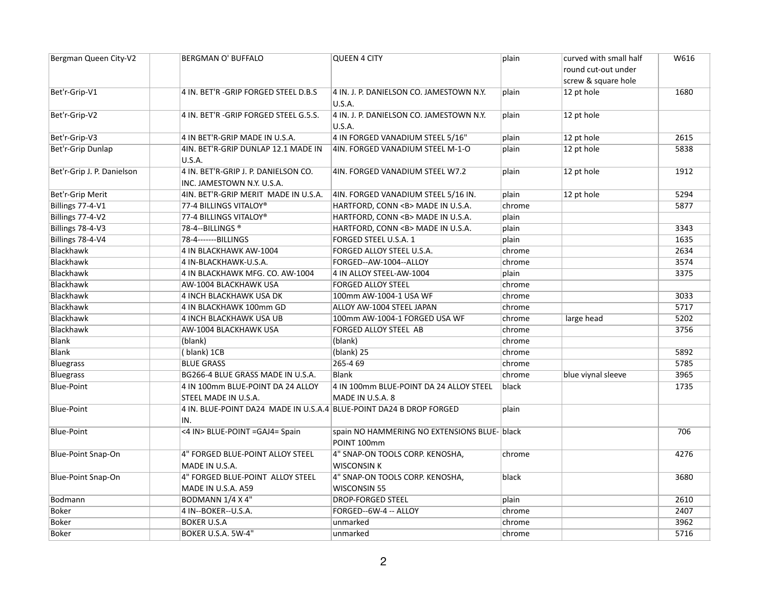| | | | | | | |
|---|---|---|---|---|---|---|
| Bergman Queen City-V2 | | BERGMAN O' BUFFALO | QUEEN 4 CITY | plain | curved with small half round cut-out under screw & square hole | W616 |
| Bet'r-Grip-V1 | | 4 IN. BET'R -GRIP FORGED STEEL D.B.S | 4 IN. J. P. DANIELSON CO. JAMESTOWN N.Y. U.S.A. | plain | 12 pt hole | 1680 |
| Bet'r-Grip-V2 | | 4 IN. BET'R -GRIP FORGED STEEL G.5.S. | 4 IN. J. P. DANIELSON CO. JAMESTOWN N.Y. U.S.A. | plain | 12 pt hole | |
| Bet'r-Grip-V3 | | 4 IN BET'R-GRIP MADE IN U.S.A. | 4 IN FORGED VANADIUM STEEL 5/16" | plain | 12 pt hole | 2615 |
| Bet'r-Grip Dunlap | | 4IN. BET'R-GRIP DUNLAP 12.1 MADE IN U.S.A. | 4IN. FORGED VANADIUM STEEL M-1-O | plain | 12 pt hole | 5838 |
| Bet'r-Grip J. P. Danielson | | 4 IN. BET'R-GRIP J. P. DANIELSON CO. INC. JAMESTOWN N.Y. U.S.A. | 4IN. FORGED VANADIUM STEEL W7.2 | plain | 12 pt hole | 1912 |
| Bet'r-Grip Merit | | 4IN. BET'R-GRIP MERIT MADE IN U.S.A. | 4IN. FORGED VANADIUM STEEL 5/16 IN. | plain | 12 pt hole | 5294 |
| Billings 77-4-V1 | | 77-4 BILLINGS VITALOY® | HARTFORD, CONN <B> MADE IN U.S.A. | chrome | | 5877 |
| Billings 77-4-V2 | | 77-4 BILLINGS VITALOY® | HARTFORD, CONN <B> MADE IN U.S.A. | plain | | |
| Billings 78-4-V3 | | 78-4--BILLINGS ® | HARTFORD, CONN <B> MADE IN U.S.A. | plain | | 3343 |
| Billings 78-4-V4 | | 78-4-------BILLINGS | FORGED STEEL U.S.A. 1 | plain | | 1635 |
| Blackhawk | | 4 IN BLACKHAWK AW-1004 | FORGED ALLOY STEEL U.S.A. | chrome | | 2634 |
| Blackhawk | | 4 IN-BLACKHAWK-U.S.A. | FORGED--AW-1004--ALLOY | chrome | | 3574 |
| Blackhawk | | 4 IN BLACKHAWK MFG. CO. AW-1004 | 4 IN ALLOY STEEL-AW-1004 | plain | | 3375 |
| Blackhawk | | AW-1004 BLACKHAWK USA | FORGED ALLOY STEEL | chrome | | |
| Blackhawk | | 4 INCH BLACKHAWK USA DK | 100mm AW-1004-1 USA WF | chrome | | 3033 |
| Blackhawk | | 4 IN BLACKHAWK 100mm GD | ALLOY AW-1004 STEEL JAPAN | chrome | | 5717 |
| Blackhawk | | 4 INCH BLACKHAWK USA UB | 100mm AW-1004-1 FORGED USA WF | chrome | large head | 5202 |
| Blackhawk | | AW-1004 BLACKHAWK USA | FORGED ALLOY STEEL AB | chrome | | 3756 |
| Blank | | (blank) | (blank) | chrome | | |
| Blank | | ( blank) 1CB | (blank) 25 | chrome | | 5892 |
| Bluegrass | | BLUE GRASS | 265-4 69 | chrome | | 5785 |
| Bluegrass | | BG266-4 BLUE GRASS MADE IN U.S.A. | Blank | chrome | blue viynal sleeve | 3965 |
| Blue-Point | | 4 IN 100mm BLUE-POINT DA 24 ALLOY STEEL MADE IN U.S.A. | 4 IN 100mm BLUE-POINT DA 24 ALLOY STEEL MADE IN U.S.A. 8 | black | | 1735 |
| Blue-Point | | 4 IN. BLUE-POINT DA24 MADE IN U.S.A.4 IN. | BLUE-POINT DA24 B DROP FORGED | plain | | |
| Blue-Point | | <4 IN> BLUE-POINT =GAJ4= Spain | spain NO HAMMERING NO EXTENSIONS BLUE-POINT 100mm | black | | 706 |
| Blue-Point Snap-On | | 4" FORGED BLUE-POINT ALLOY STEEL MADE IN U.S.A. | 4" SNAP-ON TOOLS CORP. KENOSHA, WISCONSIN K | chrome | | 4276 |
| Blue-Point Snap-On | | 4" FORGED BLUE-POINT ALLOY STEEL MADE IN U.S.A. A59 | 4" SNAP-ON TOOLS CORP. KENOSHA, WISCONSIN 55 | black | | 3680 |
| Bodmann | | BODMANN 1/4 X 4" | DROP-FORGED STEEL | plain | | 2610 |
| Boker | | 4 IN--BOKER--U.S.A. | FORGED--6W-4 -- ALLOY | chrome | | 2407 |
| Boker | | BOKER U.S.A | unmarked | chrome | | 3962 |
| Boker | | BOKER U.S.A. 5W-4" | unmarked | chrome | | 5716 |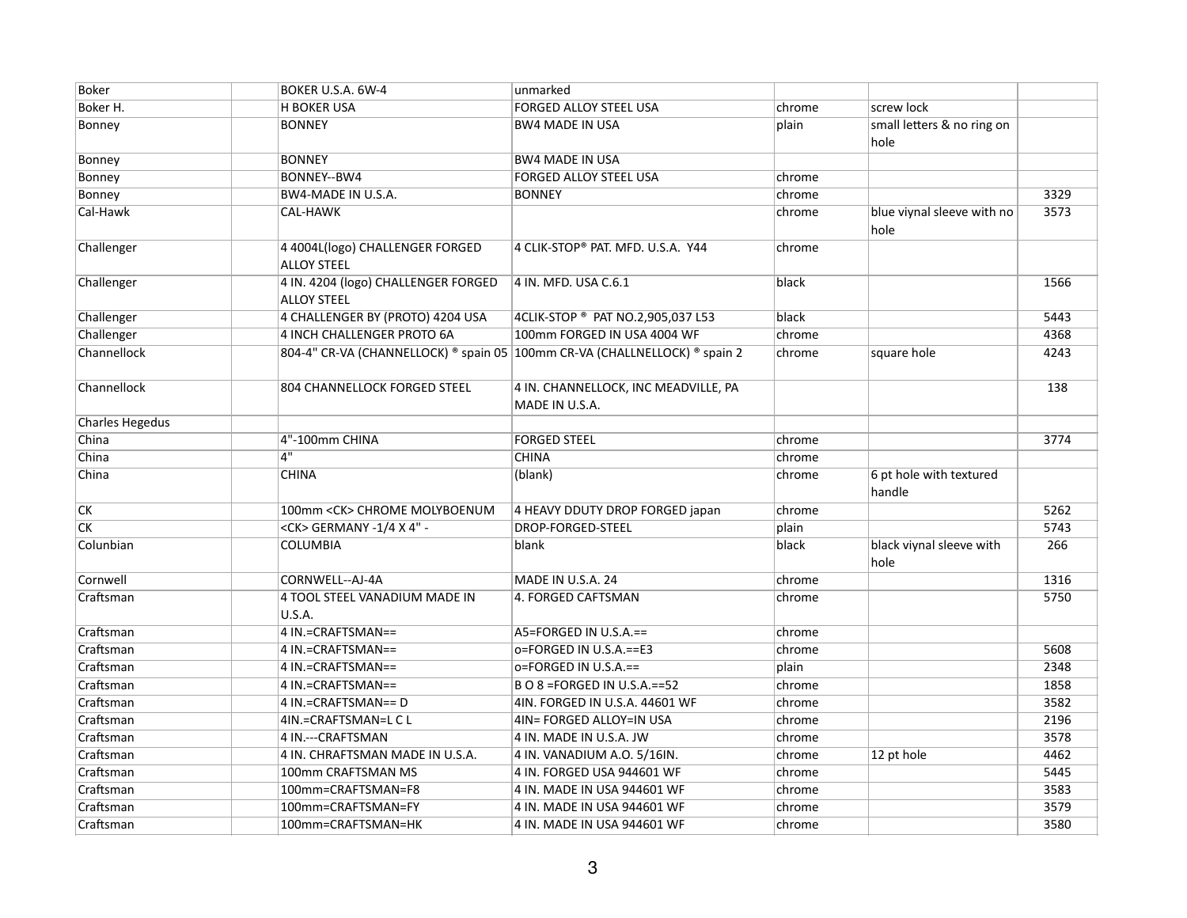| Boker | | BOKER U.S.A. 6W-4 | unmarked | | | |
|---|---|---|---|---|---|---|
| Boker H. | | H BOKER USA | FORGED ALLOY STEEL USA | chrome | screw lock | |
| Bonney | | BONNEY | BW4 MADE IN USA | plain | small letters & no ring on hole | |
| Bonney | | BONNEY | BW4 MADE IN USA | | | |
| Bonney | | BONNEY--BW4 | FORGED ALLOY STEEL USA | chrome | | |
| Bonney | | BW4-MADE IN U.S.A. | BONNEY | chrome | | 3329 |
| Cal-Hawk | | CAL-HAWK | | chrome | blue viynal sleeve with no hole | 3573 |
| Challenger | | 4 4004L(logo) CHALLENGER FORGED ALLOY STEEL | 4 CLIK-STOP® PAT. MFD. U.S.A. Y44 | chrome | | |
| Challenger | | 4 IN. 4204 (logo) CHALLENGER FORGED ALLOY STEEL | 4 IN. MFD. USA C.6.1 | black | | 1566 |
| Challenger | | 4 CHALLENGER BY (PROTO) 4204 USA | 4CLIK-STOP ® PAT NO.2,905,037 L53 | black | | 5443 |
| Challenger | | 4 INCH CHALLENGER PROTO 6A | 100mm FORGED IN USA 4004 WF | chrome | | 4368 |
| Channellock | | 804-4" CR-VA (CHANNELLOCK) ® spain 05 | 100mm CR-VA (CHALLNELLOCK) ® spain 2 | chrome | square hole | 4243 |
| Channellock | | 804 CHANNELLOCK FORGED STEEL | 4 IN. CHANNELLOCK, INC MEADVILLE, PA MADE IN U.S.A. | | | 138 |
| Charles Hegedus | | | | | | |
| China | | 4"-100mm CHINA | FORGED STEEL | chrome | | 3774 |
| China | | 4" | CHINA | chrome | | |
| China | | CHINA | (blank) | chrome | 6 pt hole with textured handle | |
| CK | | 100mm <CK> CHROME MOLYBOENUM | 4 HEAVY DDUTY DROP FORGED japan | chrome | | 5262 |
| CK | | <CK> GERMANY -1/4 X 4" - | DROP-FORGED-STEEL | plain | | 5743 |
| Colunbian | | COLUMBIA | blank | black | black viynal sleeve with hole | 266 |
| Cornwell | | CORNWELL--AJ-4A | MADE IN U.S.A. 24 | chrome | | 1316 |
| Craftsman | | 4 TOOL STEEL VANADIUM MADE IN U.S.A. | 4. FORGED CAFTSMAN | chrome | | 5750 |
| Craftsman | | 4 IN.=CRAFTSMAN== | A5=FORGED IN U.S.A.== | chrome | | |
| Craftsman | | 4 IN.=CRAFTSMAN== | o=FORGED IN U.S.A.==E3 | chrome | | 5608 |
| Craftsman | | 4 IN.=CRAFTSMAN== | o=FORGED IN U.S.A.== | plain | | 2348 |
| Craftsman | | 4 IN.=CRAFTSMAN== | B O 8 =FORGED IN U.S.A.==52 | chrome | | 1858 |
| Craftsman | | 4 IN.=CRAFTSMAN== D | 4IN. FORGED IN U.S.A. 44601 WF | chrome | | 3582 |
| Craftsman | | 4IN.=CRAFTSMAN=L C L | 4IN= FORGED ALLOY=IN USA | chrome | | 2196 |
| Craftsman | | 4 IN.---CRAFTSMAN | 4 IN. MADE IN U.S.A. JW | chrome | | 3578 |
| Craftsman | | 4 IN. CHRAFTSMAN MADE IN U.S.A. | 4 IN. VANADIUM A.O. 5/16IN. | chrome | 12 pt hole | 4462 |
| Craftsman | | 100mm CRAFTSMAN MS | 4 IN. FORGED USA 944601 WF | chrome | | 5445 |
| Craftsman | | 100mm=CRAFTSMAN=F8 | 4 IN. MADE IN USA 944601 WF | chrome | | 3583 |
| Craftsman | | 100mm=CRAFTSMAN=FY | 4 IN. MADE IN USA 944601 WF | chrome | | 3579 |
| Craftsman | | 100mm=CRAFTSMAN=HK | 4 IN. MADE IN USA 944601 WF | chrome | | 3580 |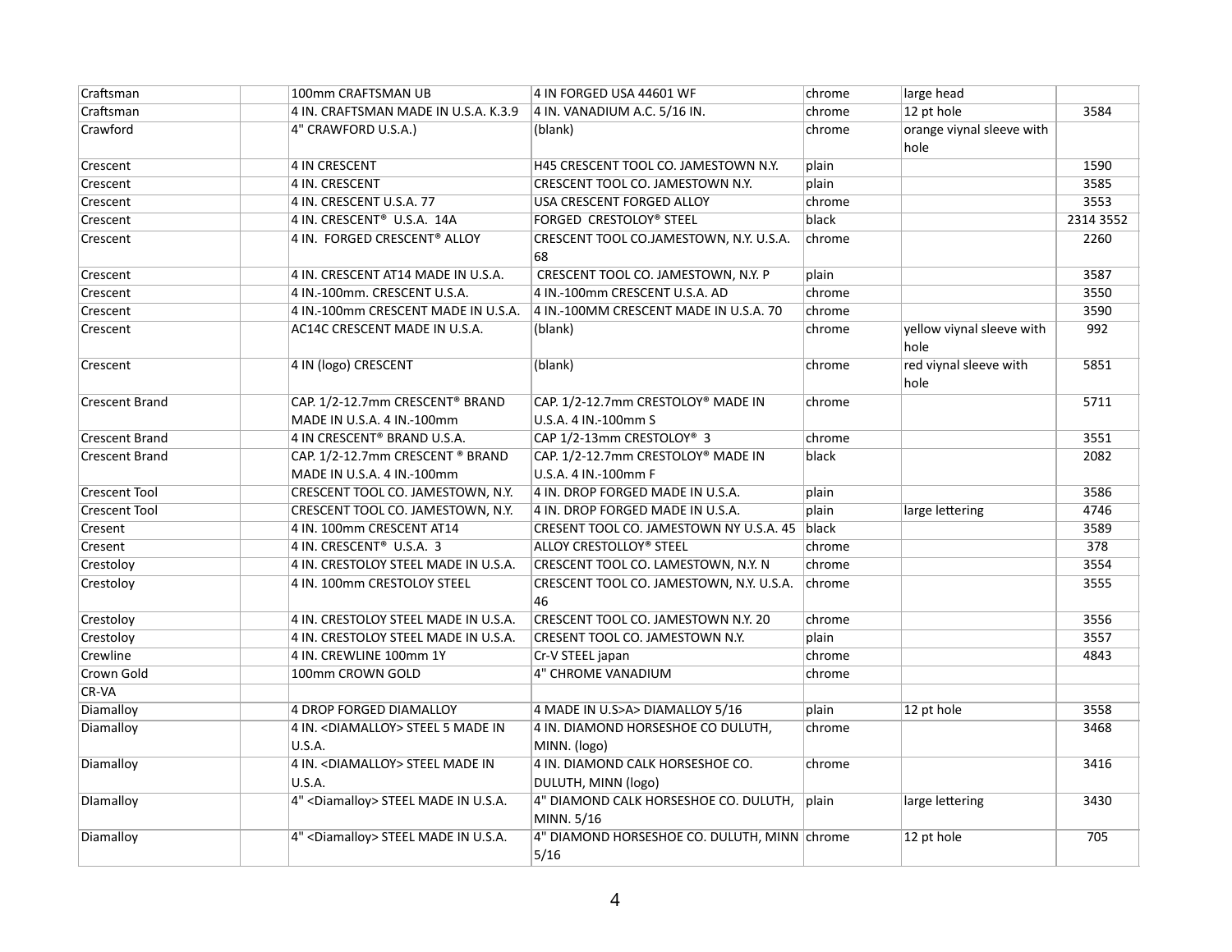| Craftsman | | 100mm CRAFTSMAN UB | 4 IN FORGED USA 44601 WF | chrome | large head | |
|---|---|---|---|---|---|---|
| Craftsman | | 4 IN. CRAFTSMAN MADE IN U.S.A. K.3.9 | 4 IN. VANADIUM A.C. 5/16 IN. | chrome | 12 pt hole | 3584 |
| Crawford | | 4" CRAWFORD U.S.A.) | (blank) | chrome | orange viynal sleeve with hole | |
| Crescent | | 4 IN CRESCENT | H45 CRESCENT TOOL CO. JAMESTOWN N.Y. | plain | | 1590 |
| Crescent | | 4 IN. CRESCENT | CRESCENT TOOL CO. JAMESTOWN N.Y. | plain | | 3585 |
| Crescent | | 4 IN. CRESCENT U.S.A. 77 | USA CRESCENT FORGED ALLOY | chrome | | 3553 |
| Crescent | | 4 IN. CRESCENT® U.S.A. 14A | FORGED CRESTOLOY® STEEL | black | | 2314 3552 |
| Crescent | | 4 IN. FORGED CRESCENT® ALLOY | CRESCENT TOOL CO.JAMESTOWN, N.Y. U.S.A. 68 | chrome | | 2260 |
| Crescent | | 4 IN. CRESCENT AT14 MADE IN U.S.A. | CRESCENT TOOL CO. JAMESTOWN, N.Y. P | plain | | 3587 |
| Crescent | | 4 IN.-100mm. CRESCENT U.S.A. | 4 IN.-100mm CRESCENT U.S.A. AD | chrome | | 3550 |
| Crescent | | 4 IN.-100mm CRESCENT MADE IN U.S.A. | 4 IN.-100MM CRESCENT MADE IN U.S.A. 70 | chrome | | 3590 |
| Crescent | | AC14C CRESCENT MADE IN U.S.A. | (blank) | chrome | yellow viynal sleeve with hole | 992 |
| Crescent | | 4 IN (logo) CRESCENT | (blank) | chrome | red viynal sleeve with hole | 5851 |
| Crescent Brand | | CAP. 1/2-12.7mm CRESCENT® BRAND MADE IN U.S.A. 4 IN.-100mm | CAP. 1/2-12.7mm CRESTOLOY® MADE IN U.S.A. 4 IN.-100mm S | chrome | | 5711 |
| Crescent Brand | | 4 IN CRESCENT® BRAND U.S.A. | CAP 1/2-13mm CRESTOLOY® 3 | chrome | | 3551 |
| Crescent Brand | | CAP. 1/2-12.7mm CRESCENT ® BRAND MADE IN U.S.A. 4 IN.-100mm | CAP. 1/2-12.7mm CRESTOLOY® MADE IN U.S.A. 4 IN.-100mm F | black | | 2082 |
| Crescent Tool | | CRESCENT TOOL CO. JAMESTOWN, N.Y. | 4 IN. DROP FORGED MADE IN U.S.A. | plain | | 3586 |
| Crescent Tool | | CRESCENT TOOL CO. JAMESTOWN, N.Y. | 4 IN. DROP FORGED MADE IN U.S.A. | plain | large lettering | 4746 |
| Cresent | | 4 IN. 100mm CRESCENT AT14 | CRESENT TOOL CO. JAMESTOWN NY U.S.A. 45 | black | | 3589 |
| Cresent | | 4 IN. CRESCENT® U.S.A. 3 | ALLOY CRESTOLLOY® STEEL | chrome | | 378 |
| Crestoloy | | 4 IN. CRESTOLOY STEEL MADE IN U.S.A. | CRESCENT TOOL CO. LAMESTOWN, N.Y. N | chrome | | 3554 |
| Crestoloy | | 4 IN. 100mm CRESTOLOY STEEL | CRESCENT TOOL CO. JAMESTOWN, N.Y. U.S.A. 46 | chrome | | 3555 |
| Crestoloy | | 4 IN. CRESTOLOY STEEL MADE IN U.S.A. | CRESCENT TOOL CO. JAMESTOWN N.Y. 20 | chrome | | 3556 |
| Crestoloy | | 4 IN. CRESTOLOY STEEL MADE IN U.S.A. | CRESENT TOOL CO. JAMESTOWN N.Y. | plain | | 3557 |
| Crewline | | 4 IN. CREWLINE 100mm 1Y | Cr-V STEEL japan | chrome | | 4843 |
| Crown Gold | | 100mm CROWN GOLD | 4" CHROME VANADIUM | chrome | | |
| CR-VA | | | | | | |
| Diamalloy | | 4 DROP FORGED DIAMALLOY | 4 MADE IN U.S>A> DIAMALLOY 5/16 | plain | 12 pt hole | 3558 |
| Diamalloy | | 4 IN. <DIAMALLOY> STEEL 5 MADE IN U.S.A. | 4 IN. DIAMOND HORSESHOE CO DULUTH, MINN. (logo) | chrome | | 3468 |
| Diamalloy | | 4 IN. <DIAMALLOY> STEEL MADE IN U.S.A. | 4 IN. DIAMOND CALK HORSESHOE CO. DULUTH, MINN (logo) | chrome | | 3416 |
| DIamalloy | | 4" <Diamalloy> STEEL MADE IN U.S.A. | 4" DIAMOND CALK HORSESHOE CO. DULUTH, MINN. 5/16 | plain | large lettering | 3430 |
| Diamalloy | | 4" <Diamalloy> STEEL MADE IN U.S.A. | 4" DIAMOND HORSESHOE CO. DULUTH, MINN 5/16 | chrome | 12 pt hole | 705 |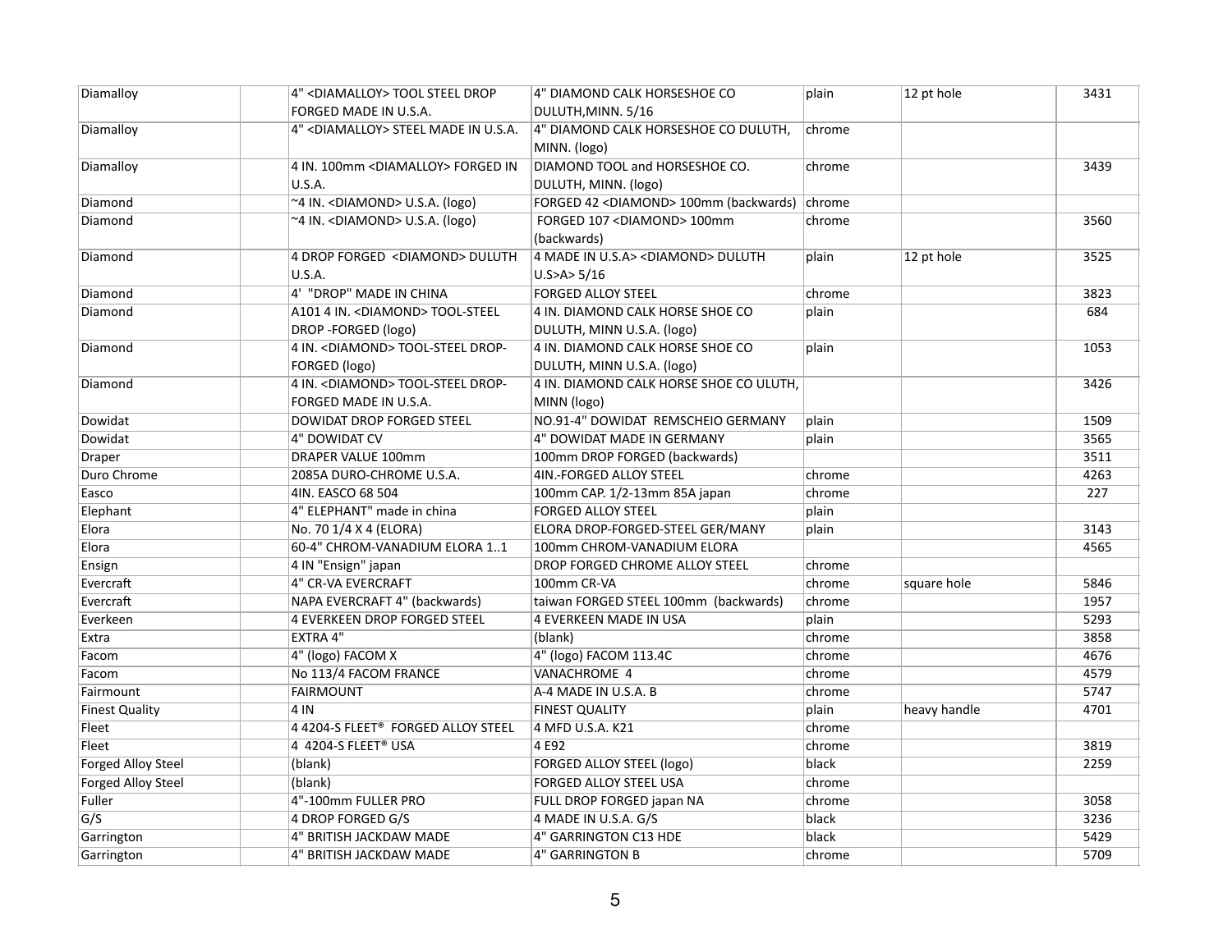| Diamalloy | | 4" <DIAMALLOY> TOOL STEEL DROP FORGED MADE IN U.S.A. | 4" DIAMOND CALK HORSESHOE CO DULUTH,MINN. 5/16 | plain | 12 pt hole | 3431 |
|---|---|---|---|---|---|---|
| Diamalloy | | 4" <DIAMALLOY> STEEL MADE IN U.S.A. | 4" DIAMOND CALK HORSESHOE CO DULUTH, MINN. (logo) | chrome | | |
| Diamalloy | | 4 IN. 100mm <DIAMALLOY> FORGED IN U.S.A. | DIAMOND TOOL and HORSESHOE CO. DULUTH, MINN. (logo) | chrome | | 3439 |
| Diamond | | ~4 IN. <DIAMOND> U.S.A. (logo) | FORGED 42 <DIAMOND> 100mm (backwards) | chrome | | |
| Diamond | | ~4 IN. <DIAMOND> U.S.A. (logo) | FORGED 107 <DIAMOND> 100mm (backwards) | chrome | | 3560 |
| Diamond | | 4 DROP FORGED <DIAMOND> DULUTH U.S.A. | 4 MADE IN U.S.A> <DIAMOND> DULUTH U.S>A> 5/16 | plain | 12 pt hole | 3525 |
| Diamond | | 4' "DROP" MADE IN CHINA | FORGED ALLOY STEEL | chrome | | 3823 |
| Diamond | | A101 4 IN. <DIAMOND> TOOL-STEEL DROP -FORGED (logo) | 4 IN. DIAMOND CALK HORSE SHOE CO DULUTH, MINN U.S.A. (logo) | plain | | 684 |
| Diamond | | 4 IN. <DIAMOND> TOOL-STEEL DROP-FORGED (logo) | 4 IN. DIAMOND CALK HORSE SHOE CO DULUTH, MINN U.S.A. (logo) | plain | | 1053 |
| Diamond | | 4 IN. <DIAMOND> TOOL-STEEL DROP-FORGED MADE IN U.S.A. | 4 IN. DIAMOND CALK HORSE SHOE CO ULUTH, MINN (logo) | | | 3426 |
| Dowidat | | DOWIDAT DROP FORGED STEEL | NO.91-4" DOWIDAT REMSCHEIO GERMANY | plain | | 1509 |
| Dowidat | | 4" DOWIDAT CV | 4" DOWIDAT MADE IN GERMANY | plain | | 3565 |
| Draper | | DRAPER VALUE 100mm | 100mm DROP FORGED (backwards) | | | 3511 |
| Duro Chrome | | 2085A DURO-CHROME U.S.A. | 4IN.-FORGED ALLOY STEEL | chrome | | 4263 |
| Easco | | 4IN. EASCO 68 504 | 100mm CAP. 1/2-13mm 85A japan | chrome | | 227 |
| Elephant | | 4" ELEPHANT" made in china | FORGED ALLOY STEEL | plain | | |
| Elora | | No. 70 1/4 X 4 (ELORA) | ELORA DROP-FORGED-STEEL GER/MANY | plain | | 3143 |
| Elora | | 60-4" CHROM-VANADIUM ELORA 1..1 | 100mm CHROM-VANADIUM ELORA | | | 4565 |
| Ensign | | 4 IN "Ensign" japan | DROP FORGED CHROME ALLOY STEEL | chrome | | |
| Evercraft | | 4" CR-VA EVERCRAFT | 100mm CR-VA | chrome | square hole | 5846 |
| Evercraft | | NAPA EVERCRAFT 4" (backwards) | taiwan FORGED STEEL 100mm (backwards) | chrome | | 1957 |
| Everkeen | | 4 EVERKEEN DROP FORGED STEEL | 4 EVERKEEN MADE IN USA | plain | | 5293 |
| Extra | | EXTRA 4" | (blank) | chrome | | 3858 |
| Facom | | 4" (logo) FACOM X | 4" (logo) FACOM 113.4C | chrome | | 4676 |
| Facom | | No 113/4 FACOM FRANCE | VANACHROME 4 | chrome | | 4579 |
| Fairmount | | FAIRMOUNT | A-4 MADE IN U.S.A. B | chrome | | 5747 |
| Finest Quality | | 4 IN | FINEST QUALITY | plain | heavy handle | 4701 |
| Fleet | | 4 4204-S FLEET® FORGED ALLOY STEEL | 4 MFD U.S.A. K21 | chrome | | |
| Fleet | | 4 4204-S FLEET® USA | 4 E92 | chrome | | 3819 |
| Forged Alloy Steel | | (blank) | FORGED ALLOY STEEL (logo) | black | | 2259 |
| Forged Alloy Steel | | (blank) | FORGED ALLOY STEEL USA | chrome | | |
| Fuller | | 4"-100mm FULLER PRO | FULL DROP FORGED japan NA | chrome | | 3058 |
| G/S | | 4 DROP FORGED G/S | 4 MADE IN U.S.A. G/S | black | | 3236 |
| Garrington | | 4" BRITISH JACKDAW MADE | 4" GARRINGTON C13 HDE | black | | 5429 |
| Garrington | | 4" BRITISH JACKDAW MADE | 4" GARRINGTON B | chrome | | 5709 |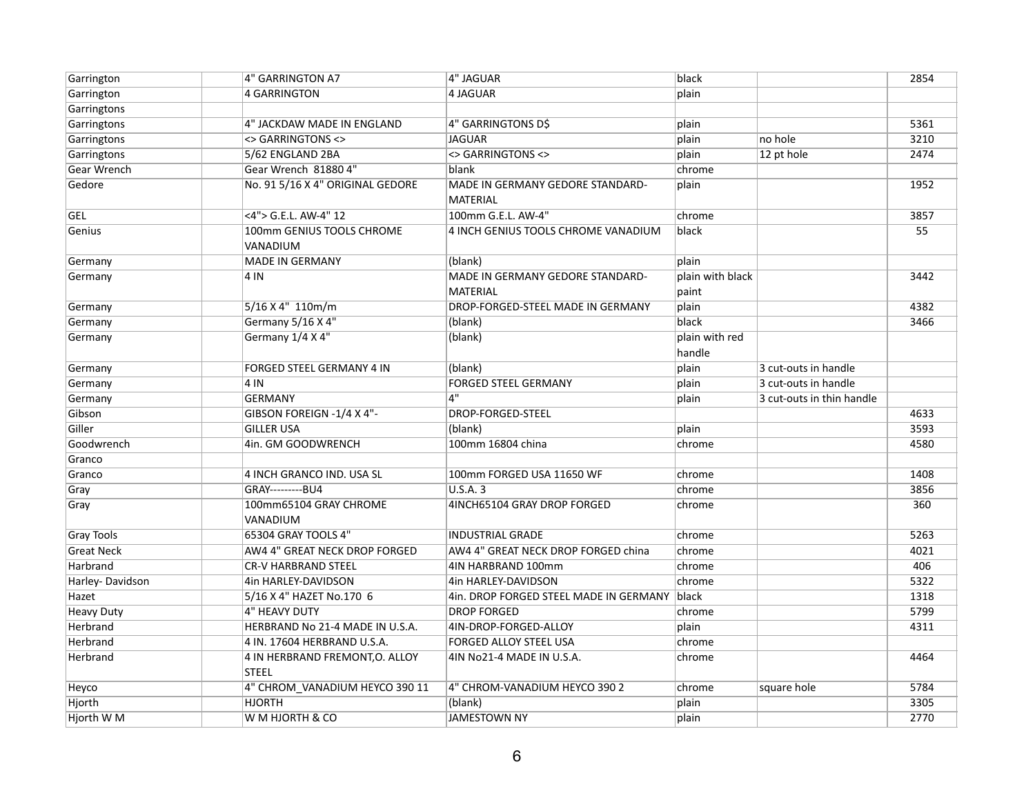| | | | | | | |
|---|---|---|---|---|---|---|
| Garrington | | 4" GARRINGTON A7 | 4" JAGUAR | black | | 2854 |
| Garrington | | 4 GARRINGTON | 4 JAGUAR | plain | | |
| Garringtons | | | | | | |
| Garringtons | | 4" JACKDAW MADE IN ENGLAND | 4" GARRINGTONS D$ | plain | | 5361 |
| Garringtons | | <> GARRINGTONS <> | JAGUAR | plain | no hole | 3210 |
| Garringtons | | 5/62 ENGLAND 2BA | <> GARRINGTONS <> | plain | 12 pt hole | 2474 |
| Gear Wrench | | Gear Wrench 81880 4" | blank | chrome | | |
| Gedore | | No. 91 5/16 X 4" ORIGINAL GEDORE | MADE IN GERMANY GEDORE STANDARD-MATERIAL | plain | | 1952 |
| GEL | | <4"> G.E.L. AW-4" 12 | 100mm G.E.L. AW-4" | chrome | | 3857 |
| Genius | | 100mm GENIUS TOOLS CHROME VANADIUM | 4 INCH GENIUS TOOLS CHROME VANADIUM | black | | 55 |
| Germany | | MADE IN GERMANY | (blank) | plain | | |
| Germany | | 4 IN | MADE IN GERMANY GEDORE STANDARD-MATERIAL | plain with black paint | | 3442 |
| Germany | | 5/16 X 4" 110m/m | DROP-FORGED-STEEL MADE IN GERMANY | plain | | 4382 |
| Germany | | Germany 5/16 X 4" | (blank) | black | | 3466 |
| Germany | | Germany 1/4 X 4" | (blank) | plain with red handle | | |
| Germany | | FORGED STEEL GERMANY 4 IN | (blank) | plain | 3 cut-outs in handle | |
| Germany | | 4 IN | FORGED STEEL GERMANY | plain | 3 cut-outs in handle | |
| Germany | | GERMANY | 4" | plain | 3 cut-outs in thin handle | |
| Gibson | | GIBSON FOREIGN -1/4 X 4"- | DROP-FORGED-STEEL | | | 4633 |
| Giller | | GILLER USA | (blank) | plain | | 3593 |
| Goodwrench | | 4in. GM GOODWRENCH | 100mm 16804 china | chrome | | 4580 |
| Granco | | | | | | |
| Granco | | 4 INCH GRANCO IND. USA SL | 100mm FORGED USA 11650 WF | chrome | | 1408 |
| Gray | | GRAY---------BU4 | U.S.A. 3 | chrome | | 3856 |
| Gray | | 100mm65104 GRAY CHROME VANADIUM | 4INCH65104 GRAY DROP FORGED | chrome | | 360 |
| Gray Tools | | 65304 GRAY TOOLS 4" | INDUSTRIAL GRADE | chrome | | 5263 |
| Great Neck | | AW4 4" GREAT NECK DROP FORGED | AW4 4" GREAT NECK DROP FORGED china | chrome | | 4021 |
| Harbrand | | CR-V HARBRAND STEEL | 4IN HARBRAND 100mm | chrome | | 406 |
| Harley- Davidson | | 4in HARLEY-DAVIDSON | 4in HARLEY-DAVIDSON | chrome | | 5322 |
| Hazet | | 5/16 X 4" HAZET No.170 6 | 4in. DROP FORGED STEEL MADE IN GERMANY | black | | 1318 |
| Heavy Duty | | 4" HEAVY DUTY | DROP FORGED | chrome | | 5799 |
| Herbrand | | HERBRAND No 21-4 MADE IN U.S.A. | 4IN-DROP-FORGED-ALLOY | plain | | 4311 |
| Herbrand | | 4 IN. 17604 HERBRAND U.S.A. | FORGED ALLOY STEEL USA | chrome | | |
| Herbrand | | 4 IN HERBRAND FREMONT,O. ALLOY STEEL | 4IN No21-4 MADE IN U.S.A. | chrome | | 4464 |
| Heyco | | 4" CHROM_VANADIUM HEYCO 390 11 | 4" CHROM-VANADIUM HEYCO 390 2 | chrome | square hole | 5784 |
| Hjorth | | HJORTH | (blank) | plain | | 3305 |
| Hjorth W M | | W M HJORTH & CO | JAMESTOWN NY | plain | | 2770 |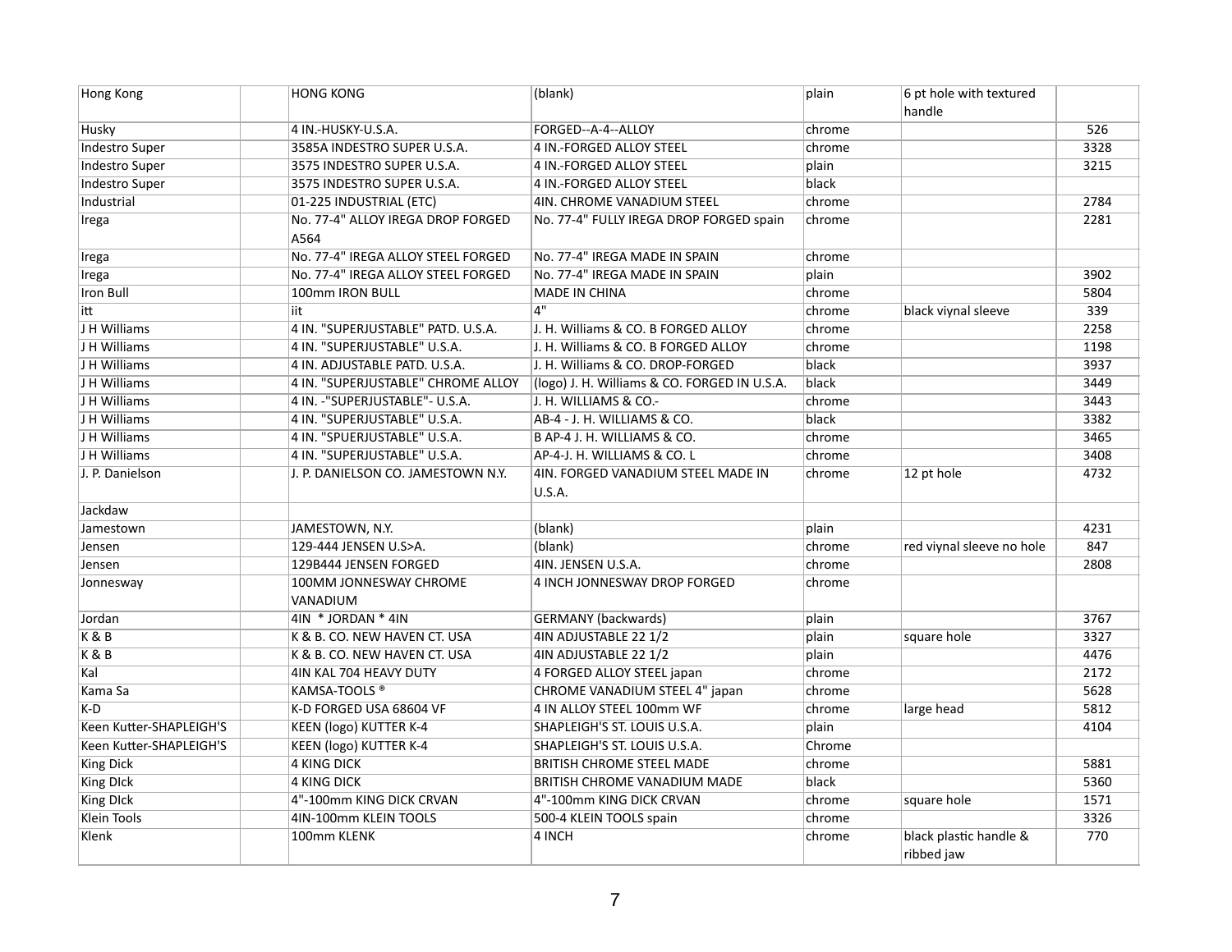| | | | | | | |
|---|---|---|---|---|---|---|
| Hong Kong | | HONG KONG | (blank) | plain | 6 pt hole with textured handle | |
| Husky | | 4 IN.-HUSKY-U.S.A. | FORGED--A-4--ALLOY | chrome | | 526 |
| Indestro Super | | 3585A INDESTRO SUPER U.S.A. | 4 IN.-FORGED ALLOY STEEL | chrome | | 3328 |
| Indestro Super | | 3575 INDESTRO SUPER U.S.A. | 4 IN.-FORGED ALLOY STEEL | plain | | 3215 |
| Indestro Super | | 3575 INDESTRO SUPER U.S.A. | 4 IN.-FORGED ALLOY STEEL | black | | |
| Industrial | | 01-225 INDUSTRIAL (ETC) | 4IN. CHROME VANADIUM STEEL | chrome | | 2784 |
| Irega | | No. 77-4" ALLOY IREGA DROP FORGED A564 | No. 77-4" FULLY IREGA DROP FORGED spain | chrome | | 2281 |
| Irega | | No. 77-4" IREGA ALLOY STEEL FORGED | No. 77-4" IREGA MADE IN SPAIN | chrome | | |
| Irega | | No. 77-4" IREGA ALLOY STEEL FORGED | No. 77-4" IREGA MADE IN SPAIN | plain | | 3902 |
| Iron Bull | | 100mm IRON BULL | MADE IN CHINA | chrome | | 5804 |
| itt | | iit | 4" | chrome | black viynal sleeve | 339 |
| J H Williams | | 4 IN. "SUPERJUSTABLE" PATD. U.S.A. | J. H. Williams & CO. B FORGED ALLOY | chrome | | 2258 |
| J H Williams | | 4 IN. "SUPERJUSTABLE" U.S.A. | J. H. Williams & CO. B FORGED ALLOY | chrome | | 1198 |
| J H Williams | | 4 IN. ADJUSTABLE PATD. U.S.A. | J. H. Williams & CO. DROP-FORGED | black | | 3937 |
| J H Williams | | 4 IN. "SUPERJUSTABLE" CHROME ALLOY | (logo) J. H. Williams & CO. FORGED IN U.S.A. | black | | 3449 |
| J H Williams | | 4 IN. -"SUPERJUSTABLE"- U.S.A. | J. H. WILLIAMS & CO.- | chrome | | 3443 |
| J H Williams | | 4 IN. "SUPERJUSTABLE" U.S.A. | AB-4 - J. H. WILLIAMS & CO. | black | | 3382 |
| J H Williams | | 4 IN. "SPUERJUSTABLE" U.S.A. | B AP-4 J. H. WILLIAMS & CO. | chrome | | 3465 |
| J H Williams | | 4 IN. "SUPERJUSTABLE" U.S.A. | AP-4-J. H. WILLIAMS & CO. L | chrome | | 3408 |
| J. P. Danielson | | J. P. DANIELSON CO. JAMESTOWN N.Y. | 4IN. FORGED VANADIUM STEEL MADE IN U.S.A. | chrome | 12 pt hole | 4732 |
| Jackdaw | | | | | | |
| Jamestown | | JAMESTOWN, N.Y. | (blank) | plain | | 4231 |
| Jensen | | 129-444 JENSEN U.S>A. | (blank) | chrome | red viynal sleeve no hole | 847 |
| Jensen | | 129B444 JENSEN FORGED | 4IN. JENSEN U.S.A. | chrome | | 2808 |
| Jonnesway | | 100MM JONNESWAY CHROME VANADIUM | 4 INCH JONNESWAY DROP FORGED | chrome | | |
| Jordan | | 4IN * JORDAN * 4IN | GERMANY (backwards) | plain | | 3767 |
| K & B | | K & B. CO. NEW HAVEN CT. USA | 4IN ADJUSTABLE 22 1/2 | plain | square hole | 3327 |
| K & B | | K & B. CO. NEW HAVEN CT. USA | 4IN ADJUSTABLE 22 1/2 | plain | | 4476 |
| Kal | | 4IN KAL 704 HEAVY DUTY | 4 FORGED ALLOY STEEL japan | chrome | | 2172 |
| Kama Sa | | KAMSA-TOOLS ® | CHROME VANADIUM STEEL 4" japan | chrome | | 5628 |
| K-D | | K-D FORGED USA 68604 VF | 4 IN ALLOY STEEL 100mm WF | chrome | large head | 5812 |
| Keen Kutter-SHAPLEIGH'S | | KEEN (logo) KUTTER K-4 | SHAPLEIGH'S ST. LOUIS U.S.A. | plain | | 4104 |
| Keen Kutter-SHAPLEIGH'S | | KEEN (logo) KUTTER K-4 | SHAPLEIGH'S ST. LOUIS U.S.A. | Chrome | | |
| King Dick | | 4 KING DICK | BRITISH CHROME STEEL MADE | chrome | | 5881 |
| King DIck | | 4 KING DICK | BRITISH CHROME VANADIUM MADE | black | | 5360 |
| King DIck | | 4"-100mm KING DICK CRVAN | 4"-100mm KING DICK CRVAN | chrome | square hole | 1571 |
| Klein Tools | | 4IN-100mm KLEIN TOOLS | 500-4 KLEIN TOOLS spain | chrome | | 3326 |
| Klenk | | 100mm KLENK | 4 INCH | chrome | black plastic handle & ribbed jaw | 770 |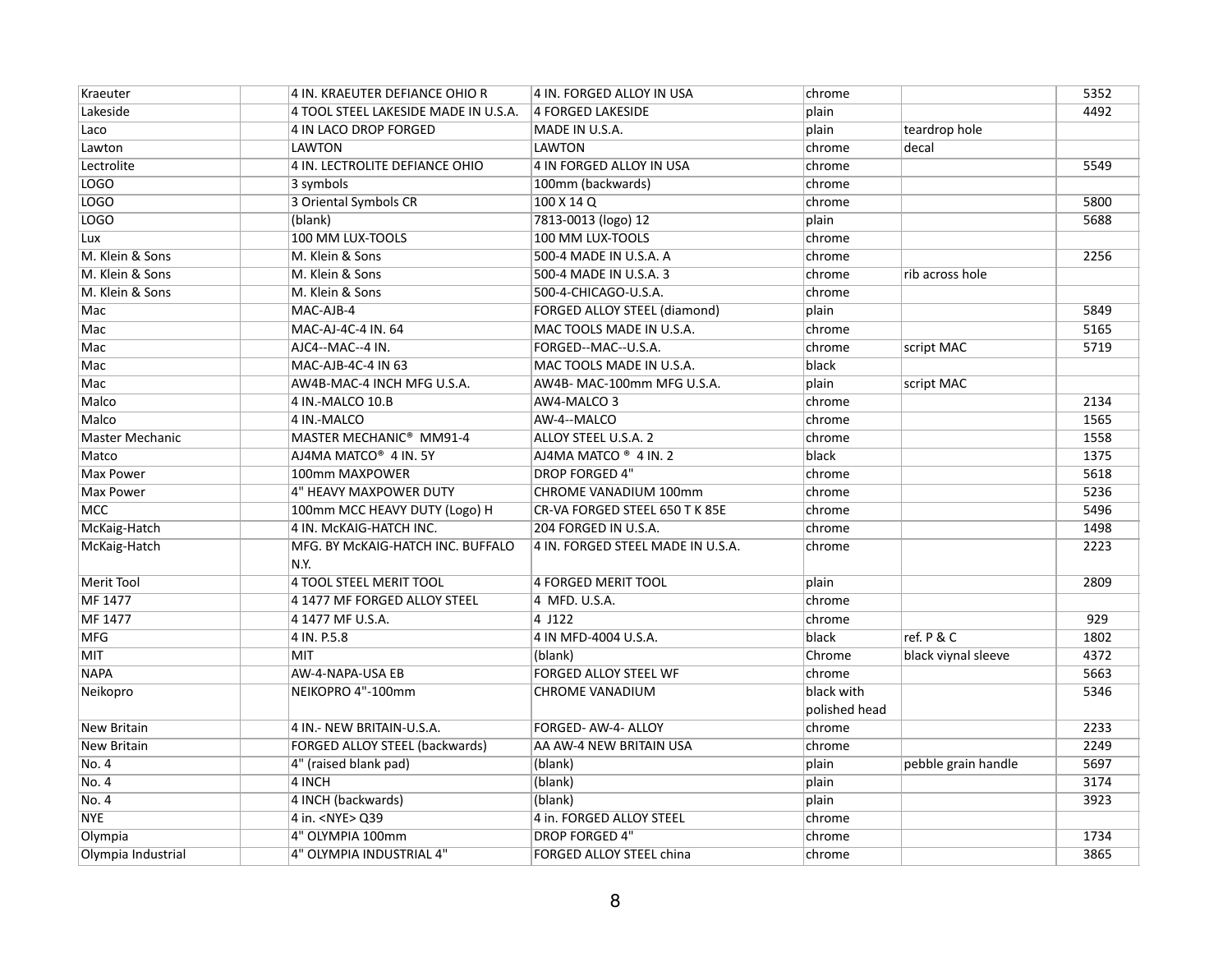| | | | | | | |
|---|---|---|---|---|---|---|
| Kraeuter | | 4 IN. KRAEUTER DEFIANCE OHIO R | 4 IN. FORGED ALLOY IN USA | chrome | | 5352 |
| Lakeside | | 4 TOOL STEEL LAKESIDE MADE IN U.S.A. | 4 FORGED LAKESIDE | plain | | 4492 |
| Laco | | 4 IN LACO DROP FORGED | MADE IN U.S.A. | plain | teardrop hole | |
| Lawton | | LAWTON | LAWTON | chrome | decal | |
| Lectrolite | | 4 IN. LECTROLITE DEFIANCE OHIO | 4 IN FORGED ALLOY IN USA | chrome | | 5549 |
| LOGO | | 3 symbols | 100mm (backwards) | chrome | | |
| LOGO | | 3 Oriental Symbols CR | 100 X 14 Q | chrome | | 5800 |
| LOGO | | (blank) | 7813-0013 (logo) 12 | plain | | 5688 |
| Lux | | 100 MM LUX-TOOLS | 100 MM LUX-TOOLS | chrome | | |
| M. Klein & Sons | | M. Klein & Sons | 500-4 MADE IN U.S.A. A | chrome | | 2256 |
| M. Klein & Sons | | M. Klein & Sons | 500-4 MADE IN U.S.A. 3 | chrome | rib across hole | |
| M. Klein & Sons | | M. Klein & Sons | 500-4-CHICAGO-U.S.A. | chrome | | |
| Mac | | MAC-AJB-4 | FORGED ALLOY STEEL (diamond) | plain | | 5849 |
| Mac | | MAC-AJ-4C-4 IN. 64 | MAC TOOLS MADE IN U.S.A. | chrome | | 5165 |
| Mac | | AJC4--MAC--4 IN. | FORGED--MAC--U.S.A. | chrome | script MAC | 5719 |
| Mac | | MAC-AJB-4C-4 IN 63 | MAC TOOLS MADE IN U.S.A. | black | | |
| Mac | | AW4B-MAC-4 INCH MFG U.S.A. | AW4B- MAC-100mm MFG U.S.A. | plain | script MAC | |
| Malco | | 4 IN.-MALCO 10.B | AW4-MALCO 3 | chrome | | 2134 |
| Malco | | 4 IN.-MALCO | AW-4--MALCO | chrome | | 1565 |
| Master Mechanic | | MASTER MECHANIC® MM91-4 | ALLOY STEEL U.S.A. 2 | chrome | | 1558 |
| Matco | | AJ4MA MATCO® 4 IN. 5Y | AJ4MA MATCO ® 4 IN. 2 | black | | 1375 |
| Max Power | | 100mm MAXPOWER | DROP FORGED 4" | chrome | | 5618 |
| Max Power | | 4" HEAVY MAXPOWER DUTY | CHROME VANADIUM 100mm | chrome | | 5236 |
| MCC | | 100mm MCC HEAVY DUTY (Logo) H | CR-VA FORGED STEEL 650 T K 85E | chrome | | 5496 |
| McKaig-Hatch | | 4 IN. McKAIG-HATCH INC. | 204 FORGED IN U.S.A. | chrome | | 1498 |
| McKaig-Hatch | | MFG. BY McKAIG-HATCH INC. BUFFALO N.Y. | 4 IN. FORGED STEEL MADE IN U.S.A. | chrome | | 2223 |
| Merit Tool | | 4 TOOL STEEL MERIT TOOL | 4 FORGED MERIT TOOL | plain | | 2809 |
| MF 1477 | | 4 1477 MF FORGED ALLOY STEEL | 4 MFD. U.S.A. | chrome | | |
| MF 1477 | | 4 1477 MF U.S.A. | 4 J122 | chrome | | 929 |
| MFG | | 4 IN. P.5.8 | 4 IN MFD-4004 U.S.A. | black | ref. P & C | 1802 |
| MIT | | MIT | (blank) | Chrome | black viynal sleeve | 4372 |
| NAPA | | AW-4-NAPA-USA EB | FORGED ALLOY STEEL WF | chrome | | 5663 |
| Neikopro | | NEIKOPRO 4"-100mm | CHROME VANADIUM | black with polished head | | 5346 |
| New Britain | | 4 IN.- NEW BRITAIN-U.S.A. | FORGED- AW-4- ALLOY | chrome | | 2233 |
| New Britain | | FORGED ALLOY STEEL (backwards) | AA AW-4 NEW BRITAIN USA | chrome | | 2249 |
| No. 4 | | 4" (raised blank pad) | (blank) | plain | pebble grain handle | 5697 |
| No. 4 | | 4 INCH | (blank) | plain | | 3174 |
| No. 4 | | 4 INCH (backwards) | (blank) | plain | | 3923 |
| NYE | | 4 in. <NYE> Q39 | 4 in. FORGED ALLOY STEEL | chrome | | |
| Olympia | | 4" OLYMPIA 100mm | DROP FORGED 4" | chrome | | 1734 |
| Olympia Industrial | | 4" OLYMPIA INDUSTRIAL 4" | FORGED ALLOY STEEL china | chrome | | 3865 |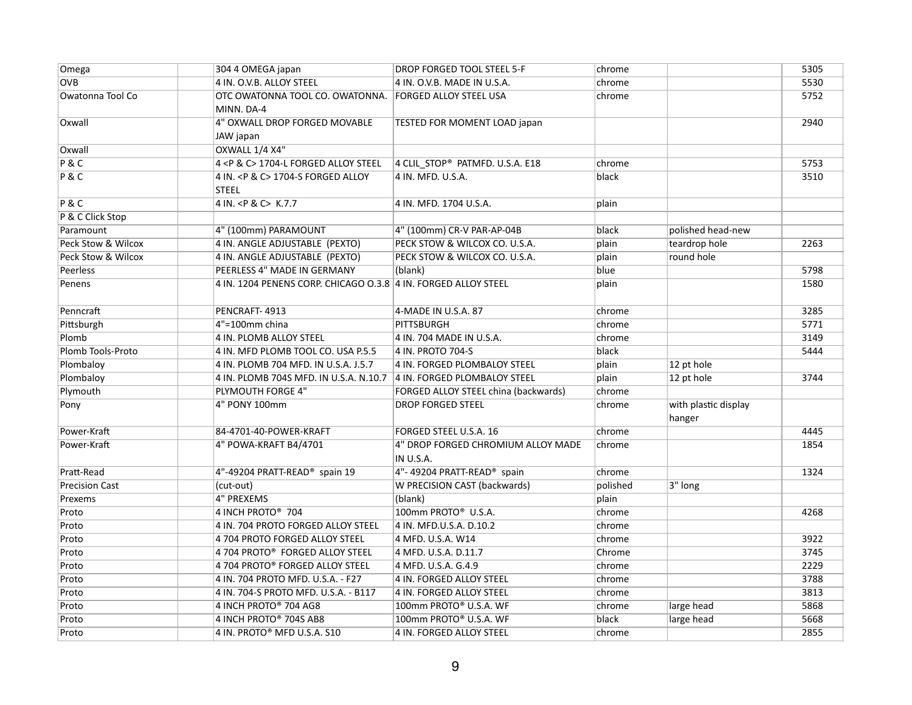| | | | | | | |
|---|---|---|---|---|---|---|
| Omega | | 304 4 OMEGA japan | DROP FORGED TOOL STEEL 5-F | chrome | | 5305 |
| OVB | | 4 IN. O.V.B. ALLOY STEEL | 4 IN. O.V.B. MADE IN U.S.A. | chrome | | 5530 |
| Owatonna Tool Co | | OTC OWATONNA TOOL CO. OWATONNA. MINN. DA-4 | FORGED ALLOY STEEL USA | chrome | | 5752 |
| Oxwall | | 4" OXWALL DROP FORGED MOVABLE JAW japan | TESTED FOR MOMENT LOAD japan | | | 2940 |
| Oxwall | | OXWALL 1/4 X4" | | | | |
| P & C | | 4 <P & C> 1704-L FORGED ALLOY STEEL | 4 CLIL_STOP® PATMFD. U.S.A. E18 | chrome | | 5753 |
| P & C | | 4 IN. <P & C> 1704-S FORGED ALLOY STEEL | 4 IN. MFD. U.S.A. | black | | 3510 |
| P & C | | 4 IN. <P & C> K.7.7 | 4 IN. MFD. 1704 U.S.A. | plain | | |
| P & C Click Stop | | | | | | |
| Paramount | | 4" (100mm) PARAMOUNT | 4" (100mm) CR-V PAR-AP-04B | black | polished head-new | |
| Peck Stow & Wilcox | | 4 IN. ANGLE ADJUSTABLE (PEXTO) | PECK STOW & WILCOX CO. U.S.A. | plain | teardrop hole | 2263 |
| Peck Stow & Wilcox | | 4 IN. ANGLE ADJUSTABLE (PEXTO) | PECK STOW & WILCOX CO. U.S.A. | plain | round hole | |
| Peerless | | PEERLESS 4" MADE IN GERMANY | (blank) | blue | | 5798 |
| Penens | | 4 IN. 1204 PENENS CORP. CHICAGO O.3.8 | 4 IN. FORGED ALLOY STEEL | plain | | 1580 |
| Penncraft | | PENCRAFT- 4913 | 4-MADE IN U.S.A. 87 | chrome | | 3285 |
| Pittsburgh | | 4"=100mm china | PITTSBURGH | chrome | | 5771 |
| Plomb | | 4 IN. PLOMB ALLOY STEEL | 4 IN. 704 MADE IN U.S.A. | chrome | | 3149 |
| Plomb Tools-Proto | | 4 IN. MFD PLOMB TOOL CO. USA P.5.5 | 4 IN. PROTO 704-S | black | | 5444 |
| Plombaloy | | 4 IN. PLOMB 704 MFD. IN U.S.A. J.5.7 | 4 IN. FORGED PLOMBALOY STEEL | plain | 12 pt hole | |
| Plombaloy | | 4 IN. PLOMB 704S MFD. IN U.S.A. N.10.7 | 4 IN. FORGED PLOMBALOY STEEL | plain | 12 pt hole | 3744 |
| Plymouth | | PLYMOUTH FORGE 4" | FORGED ALLOY STEEL china (backwards) | chrome | | |
| Pony | | 4" PONY 100mm | DROP FORGED STEEL | chrome | with plastic display hanger | |
| Power-Kraft | | 84-4701-40-POWER-KRAFT | FORGED STEEL U.S.A. 16 | chrome | | 4445 |
| Power-Kraft | | 4" POWA-KRAFT B4/4701 | 4" DROP FORGED CHROMIUM ALLOY MADE IN U.S.A. | chrome | | 1854 |
| Pratt-Read | | 4"-49204 PRATT-READ® spain 19 | 4"- 49204 PRATT-READ® spain | chrome | | 1324 |
| Precision Cast | | (cut-out) | W PRECISION CAST (backwards) | polished | 3" long | |
| Prexems | | 4" PREXEMS | (blank) | plain | | |
| Proto | | 4 INCH PROTO® 704 | 100mm PROTO® U.S.A. | chrome | | 4268 |
| Proto | | 4 IN. 704 PROTO FORGED ALLOY STEEL | 4 IN. MFD.U.S.A. D.10.2 | chrome | | |
| Proto | | 4 704 PROTO FORGED ALLOY STEEL | 4 MFD. U.S.A. W14 | chrome | | 3922 |
| Proto | | 4 704 PROTO® FORGED ALLOY STEEL | 4 MFD. U.S.A. D.11.7 | Chrome | | 3745 |
| Proto | | 4 704 PROTO® FORGED ALLOY STEEL | 4 MFD. U.S.A. G.4.9 | chrome | | 2229 |
| Proto | | 4 IN. 704 PROTO MFD. U.S.A. - F27 | 4 IN. FORGED ALLOY STEEL | chrome | | 3788 |
| Proto | | 4 IN. 704-S PROTO MFD. U.S.A. - B117 | 4 IN. FORGED ALLOY STEEL | chrome | | 3813 |
| Proto | | 4 INCH PROTO® 704 AG8 | 100mm PROTO® U.S.A. WF | chrome | large head | 5868 |
| Proto | | 4 INCH PROTO® 704S AB8 | 100mm PROTO® U.S.A. WF | black | large head | 5668 |
| Proto | | 4 IN. PROTO® MFD U.S.A. S10 | 4 IN. FORGED ALLOY STEEL | chrome | | 2855 |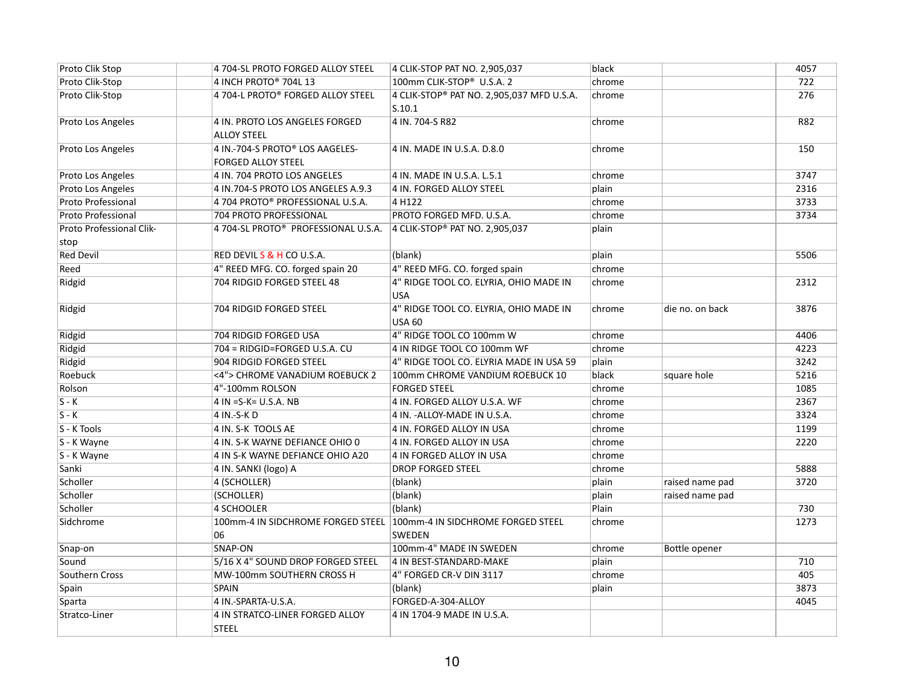| | | | | | | |
|---|---|---|---|---|---|---|
| Proto Clik Stop | | 4 704-SL PROTO FORGED ALLOY STEEL | 4 CLIK-STOP PAT NO. 2,905,037 | black | | 4057 |
| Proto Clik-Stop | | 4 INCH PROTO® 704L 13 | 100mm CLIK-STOP® U.S.A. 2 | chrome | | 722 |
| Proto Clik-Stop | | 4 704-L PROTO® FORGED ALLOY STEEL | 4 CLIK-STOP® PAT NO. 2,905,037 MFD U.S.A. S.10.1 | chrome | | 276 |
| Proto Los Angeles | | 4 IN. PROTO LOS ANGELES FORGED ALLOY STEEL | 4 IN. 704-S R82 | chrome | | R82 |
| Proto Los Angeles | | 4 IN.-704-S PROTO® LOS AAGELES-FORGED ALLOY STEEL | 4 IN. MADE IN U.S.A. D.8.0 | chrome | | 150 |
| Proto Los Angeles | | 4 IN. 704 PROTO LOS ANGELES | 4 IN. MADE IN U.S.A. L.5.1 | chrome | | 3747 |
| Proto Los Angeles | | 4 IN.704-S PROTO LOS ANGELES A.9.3 | 4 IN. FORGED ALLOY STEEL | plain | | 2316 |
| Proto Professional | | 4 704 PROTO® PROFESSIONAL U.S.A. | 4 H122 | chrome | | 3733 |
| Proto Professional | | 704 PROTO PROFESSIONAL | PROTO FORGED MFD. U.S.A. | chrome | | 3734 |
| Proto Professional Clik-stop | | 4 704-SL PROTO® PROFESSIONAL U.S.A. | 4 CLIK-STOP® PAT NO. 2,905,037 | plain | | |
| Red Devil | | RED DEVIL S & H CO U.S.A. | (blank) | plain | | 5506 |
| Reed | | 4" REED MFG. CO. forged spain 20 | 4" REED MFG. CO. forged spain | chrome | | |
| Ridgid | | 704 RIDGID FORGED STEEL 48 | 4" RIDGE TOOL CO. ELYRIA, OHIO MADE IN USA | chrome | | 2312 |
| Ridgid | | 704 RIDGID FORGED STEEL | 4" RIDGE TOOL CO. ELYRIA, OHIO MADE IN USA 60 | chrome | die no. on back | 3876 |
| Ridgid | | 704 RIDGID FORGED USA | 4" RIDGE TOOL CO 100mm W | chrome | | 4406 |
| Ridgid | | 704 = RIDGID=FORGED U.S.A. CU | 4 IN RIDGE TOOL CO 100mm WF | chrome | | 4223 |
| Ridgid | | 904 RIDGID FORGED STEEL | 4" RIDGE TOOL CO. ELYRIA MADE IN USA 59 | plain | | 3242 |
| Roebuck | | <4"> CHROME VANADIUM ROEBUCK 2 | 100mm CHROME VANDIUM ROEBUCK 10 | black | square hole | 5216 |
| Rolson | | 4"-100mm ROLSON | FORGED STEEL | chrome | | 1085 |
| S - K | | 4 IN =S-K= U.S.A. NB | 4 IN. FORGED ALLOY U.S.A. WF | chrome | | 2367 |
| S - K | | 4 IN.-S-K D | 4 IN. -ALLOY-MADE IN U.S.A. | chrome | | 3324 |
| S - K Tools | | 4 IN. S-K TOOLS AE | 4 IN. FORGED ALLOY IN USA | chrome | | 1199 |
| S - K Wayne | | 4 IN. S-K WAYNE DEFIANCE OHIO 0 | 4 IN. FORGED ALLOY IN USA | chrome | | 2220 |
| S - K Wayne | | 4 IN S-K WAYNE DEFIANCE OHIO A20 | 4 IN FORGED ALLOY IN USA | chrome | | |
| Sanki | | 4 IN. SANKI (logo) A | DROP FORGED STEEL | chrome | | 5888 |
| Scholler | | 4 (SCHOLLER) | (blank) | plain | raised name pad | 3720 |
| Scholler | | (SCHOLLER) | (blank) | plain | raised name pad | |
| Scholler | | 4 SCHOOLER | (blank) | Plain | | 730 |
| Sidchrome | | 100mm-4 IN SIDCHROME FORGED STEEL 06 | 100mm-4 IN SIDCHROME FORGED STEEL SWEDEN | chrome | | 1273 |
| Snap-on | | SNAP-ON | 100mm-4" MADE IN SWEDEN | chrome | Bottle opener | |
| Sound | | 5/16 X 4" SOUND DROP FORGED STEEL | 4 IN BEST-STANDARD-MAKE | plain | | 710 |
| Southern Cross | | MW-100mm SOUTHERN CROSS H | 4" FORGED CR-V DIN 3117 | chrome | | 405 |
| Spain | | SPAIN | (blank) | plain | | 3873 |
| Sparta | | 4 IN.-SPARTA-U.S.A. | FORGED-A-304-ALLOY | | | 4045 |
| Stratco-Liner | | 4 IN STRATCO-LINER FORGED ALLOY STEEL | 4 IN 1704-9 MADE IN U.S.A. | | | |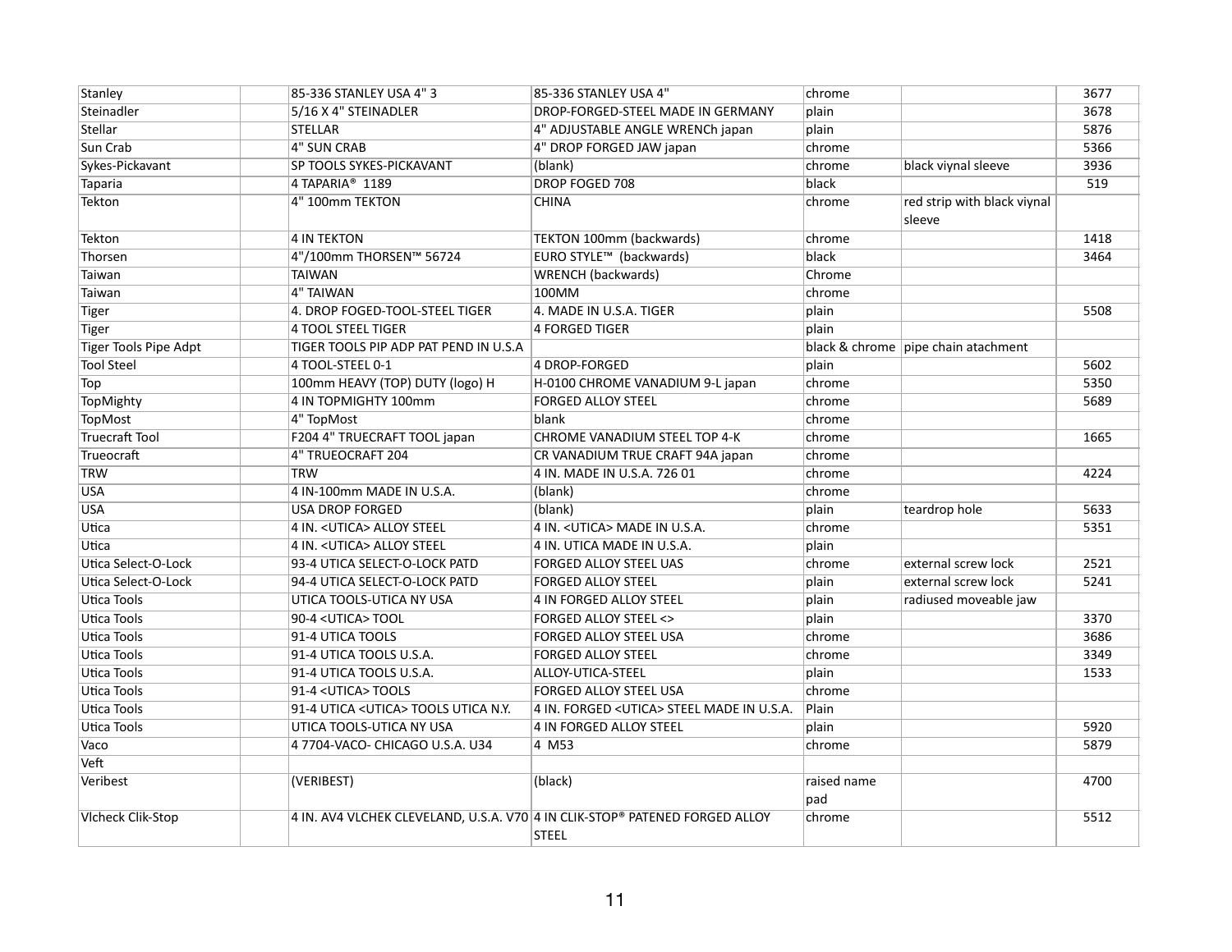| Stanley | | 85-336 STANLEY USA 4" 3 | 85-336 STANLEY USA 4" | chrome | | 3677 |
|---|---|---|---|---|---|---|
| Steinadler | | 5/16 X 4" STEINADLER | DROP-FORGED-STEEL MADE IN GERMANY | plain | | 3678 |
| Stellar | | STELLAR | 4" ADJUSTABLE ANGLE WRENCh japan | plain | | 5876 |
| Sun Crab | | 4" SUN CRAB | 4" DROP FORGED JAW japan | chrome | | 5366 |
| Sykes-Pickavant | | SP TOOLS SYKES-PICKAVANT | (blank) | chrome | black viynal sleeve | 3936 |
| Taparia | | 4 TAPARIA® 1189 | DROP FOGED 708 | black | | 519 |
| Tekton | | 4" 100mm TEKTON | CHINA | chrome | red strip with black viynal sleeve | |
| Tekton | | 4 IN TEKTON | TEKTON 100mm (backwards) | chrome | | 1418 |
| Thorsen | | 4"/100mm THORSEN™ 56724 | EURO STYLE™ (backwards) | black | | 3464 |
| Taiwan | | TAIWAN | WRENCH (backwards) | Chrome | | |
| Taiwan | | 4" TAIWAN | 100MM | chrome | | |
| Tiger | | 4. DROP FOGED-TOOL-STEEL TIGER | 4. MADE IN U.S.A. TIGER | plain | | 5508 |
| Tiger | | 4 TOOL STEEL TIGER | 4 FORGED TIGER | plain | | |
| Tiger Tools Pipe Adpt | | TIGER TOOLS PIP ADP PAT PEND IN U.S.A | | black & chrome | pipe chain atachment | |
| Tool Steel | | 4 TOOL-STEEL 0-1 | 4 DROP-FORGED | plain | | 5602 |
| Top | | 100mm HEAVY (TOP) DUTY (logo) H | H-0100 CHROME VANADIUM 9-L japan | chrome | | 5350 |
| TopMighty | | 4 IN TOPMIGHTY 100mm | FORGED ALLOY STEEL | chrome | | 5689 |
| TopMost | | 4" TopMost | blank | chrome | | |
| Truecraft Tool | | F204 4" TRUECRAFT TOOL japan | CHROME VANADIUM STEEL TOP 4-K | chrome | | 1665 |
| Trueocraft | | 4" TRUEOCRAFT 204 | CR VANADIUM TRUE CRAFT 94A japan | chrome | | |
| TRW | | TRW | 4 IN. MADE IN U.S.A. 726 01 | chrome | | 4224 |
| USA | | 4 IN-100mm MADE IN U.S.A. | (blank) | chrome | | |
| USA | | USA DROP FORGED | (blank) | plain | teardrop hole | 5633 |
| Utica | | 4 IN. <UTICA> ALLOY STEEL | 4 IN. <UTICA> MADE IN U.S.A. | chrome | | 5351 |
| Utica | | 4 IN. <UTICA> ALLOY STEEL | 4 IN. UTICA MADE IN U.S.A. | plain | | |
| Utica Select-O-Lock | | 93-4 UTICA SELECT-O-LOCK PATD | FORGED ALLOY STEEL UAS | chrome | external screw lock | 2521 |
| Utica Select-O-Lock | | 94-4 UTICA SELECT-O-LOCK PATD | FORGED ALLOY STEEL | plain | external screw lock | 5241 |
| Utica Tools | | UTICA TOOLS-UTICA NY USA | 4 IN FORGED ALLOY STEEL | plain | radiused moveable jaw | |
| Utica Tools | | 90-4 <UTICA> TOOL | FORGED ALLOY STEEL <> | plain | | 3370 |
| Utica Tools | | 91-4 UTICA TOOLS | FORGED ALLOY STEEL USA | chrome | | 3686 |
| Utica Tools | | 91-4 UTICA TOOLS U.S.A. | FORGED ALLOY STEEL | chrome | | 3349 |
| Utica Tools | | 91-4 UTICA TOOLS U.S.A. | ALLOY-UTICA-STEEL | plain | | 1533 |
| Utica Tools | | 91-4 <UTICA> TOOLS | FORGED ALLOY STEEL USA | chrome | | |
| Utica Tools | | 91-4 UTICA <UTICA> TOOLS UTICA N.Y. | 4 IN. FORGED <UTICA> STEEL MADE IN U.S.A. | Plain | | |
| Utica Tools | | UTICA TOOLS-UTICA NY USA | 4 IN FORGED ALLOY STEEL | plain | | 5920 |
| Vaco | | 4 7704-VACO- CHICAGO U.S.A. U34 | 4 M53 | chrome | | 5879 |
| Veft | | | | | | |
| Veribest | | (VERIBEST) | (black) | raised name pad | | 4700 |
| Vlcheck Clik-Stop | | 4 IN. AV4 VLCHEK CLEVELAND, U.S.A. V70 | 4 IN CLIK-STOP® PATENED FORGED ALLOY STEEL | chrome | | 5512 |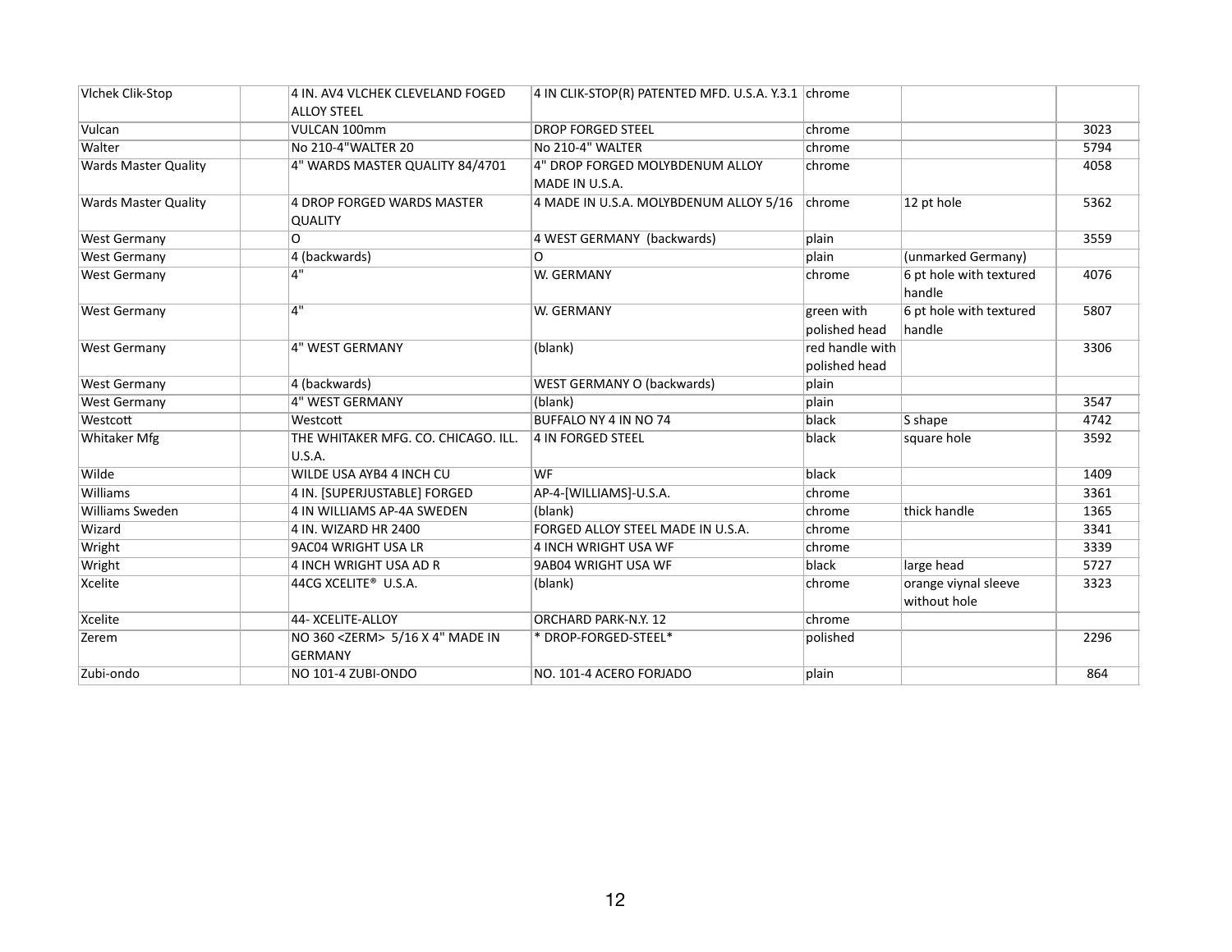| | | | | | | |
|---|---|---|---|---|---|---|
| Vlchek Clik-Stop | | 4 IN. AV4 VLCHEK CLEVELAND FOGED ALLOY STEEL | 4 IN CLIK-STOP(R) PATENTED MFD. U.S.A. Y.3.1 | chrome | | |
| Vulcan | | VULCAN 100mm | DROP FORGED STEEL | chrome | | 3023 |
| Walter | | No 210-4"WALTER 20 | No 210-4" WALTER | chrome | | 5794 |
| Wards Master Quality | | 4" WARDS MASTER QUALITY 84/4701 | 4" DROP FORGED MOLYBDENUM ALLOY MADE IN U.S.A. | chrome | | 4058 |
| Wards Master Quality | | 4 DROP FORGED WARDS MASTER QUALITY | 4 MADE IN U.S.A. MOLYBDENUM ALLOY 5/16 | chrome | 12 pt hole | 5362 |
| West Germany | | O | 4 WEST GERMANY (backwards) | plain | | 3559 |
| West Germany | | 4 (backwards) | O | plain | (unmarked Germany) | |
| West Germany | | 4" | W. GERMANY | chrome | 6 pt hole with textured handle | 4076 |
| West Germany | | 4" | W. GERMANY | green with polished head | 6 pt hole with textured handle | 5807 |
| West Germany | | 4" WEST GERMANY | (blank) | red handle with polished head | | 3306 |
| West Germany | | 4 (backwards) | WEST GERMANY O (backwards) | plain | | |
| West Germany | | 4" WEST GERMANY | (blank) | plain | | 3547 |
| Westcott | | Westcott | BUFFALO NY 4 IN NO 74 | black | S shape | 4742 |
| Whitaker Mfg | | THE WHITAKER MFG. CO. CHICAGO. ILL. U.S.A. | 4 IN FORGED STEEL | black | square hole | 3592 |
| Wilde | | WILDE USA AYB4 4 INCH CU | WF | black | | 1409 |
| Williams | | 4 IN. [SUPERJUSTABLE] FORGED | AP-4-[WILLIAMS]-U.S.A. | chrome | | 3361 |
| Williams Sweden | | 4 IN WILLIAMS AP-4A SWEDEN | (blank) | chrome | thick handle | 1365 |
| Wizard | | 4 IN. WIZARD HR 2400 | FORGED ALLOY STEEL MADE IN U.S.A. | chrome | | 3341 |
| Wright | | 9AC04 WRIGHT USA LR | 4 INCH WRIGHT USA WF | chrome | | 3339 |
| Wright | | 4 INCH WRIGHT USA AD R | 9AB04 WRIGHT USA WF | black | large head | 5727 |
| Xcelite | | 44CG XCELITE® U.S.A. | (blank) | chrome | orange viynal sleeve without hole | 3323 |
| Xcelite | | 44- XCELITE-ALLOY | ORCHARD PARK-N.Y. 12 | chrome | | |
| Zerem | | NO 360 <ZERM> 5/16 X 4" MADE IN GERMANY | * DROP-FORGED-STEEL* | polished | | 2296 |
| Zubi-ondo | | NO 101-4 ZUBI-ONDO | NO. 101-4 ACERO FORJADO | plain | | 864 |